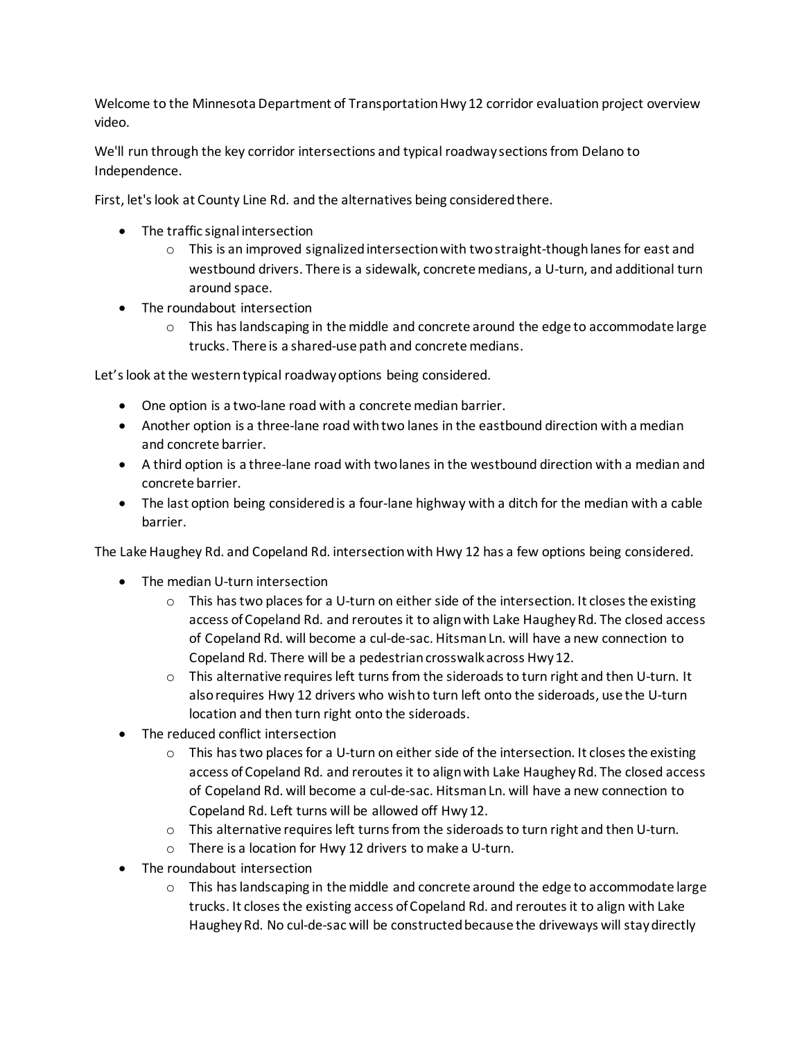Welcome to the Minnesota Department of Transportation Hwy 12 corridor evaluation project overview video.

We'll run through the key corridor intersections and typical roadway sections from Delano to Independence.

First, let's look at County Line Rd. and the alternatives being considered there.

- The traffic signal intersection
  - This is an improved signalized intersection with two straight-though lanes for east and westbound drivers. There is a sidewalk, concrete medians, a U-turn, and additional turn around space.
- The roundabout intersection
  - This has landscaping in the middle and concrete around the edge to accommodate large trucks. There is a shared-use path and concrete medians.

Let's look at the western typical roadway options being considered.

- One option is a two-lane road with a concrete median barrier.
- Another option is a three-lane road with two lanes in the eastbound direction with a median and concrete barrier.
- A third option is a three-lane road with two lanes in the westbound direction with a median and concrete barrier.
- The last option being considered is a four-lane highway with a ditch for the median with a cable barrier.

The Lake Haughey Rd. and Copeland Rd. intersection with Hwy 12 has a few options being considered.

- The median U-turn intersection
  - This has two places for a U-turn on either side of the intersection. It closes the existing access of Copeland Rd. and reroutes it to align with Lake Haughey Rd. The closed access of Copeland Rd. will become a cul-de-sac. Hitsman Ln. will have a new connection to Copeland Rd. There will be a pedestrian crosswalk across Hwy 12.
  - This alternative requires left turns from the sideroads to turn right and then U-turn. It also requires Hwy 12 drivers who wish to turn left onto the sideroads, use the U-turn location and then turn right onto the sideroads.
- The reduced conflict intersection
  - This has two places for a U-turn on either side of the intersection. It closes the existing access of Copeland Rd. and reroutes it to align with Lake Haughey Rd. The closed access of Copeland Rd. will become a cul-de-sac. Hitsman Ln. will have a new connection to Copeland Rd. Left turns will be allowed off Hwy 12.
  - This alternative requires left turns from the sideroads to turn right and then U-turn.
  - There is a location for Hwy 12 drivers to make a U-turn.
- The roundabout intersection
  - This has landscaping in the middle and concrete around the edge to accommodate large trucks. It closes the existing access of Copeland Rd. and reroutes it to align with Lake Haughey Rd. No cul-de-sac will be constructed because the driveways will stay directly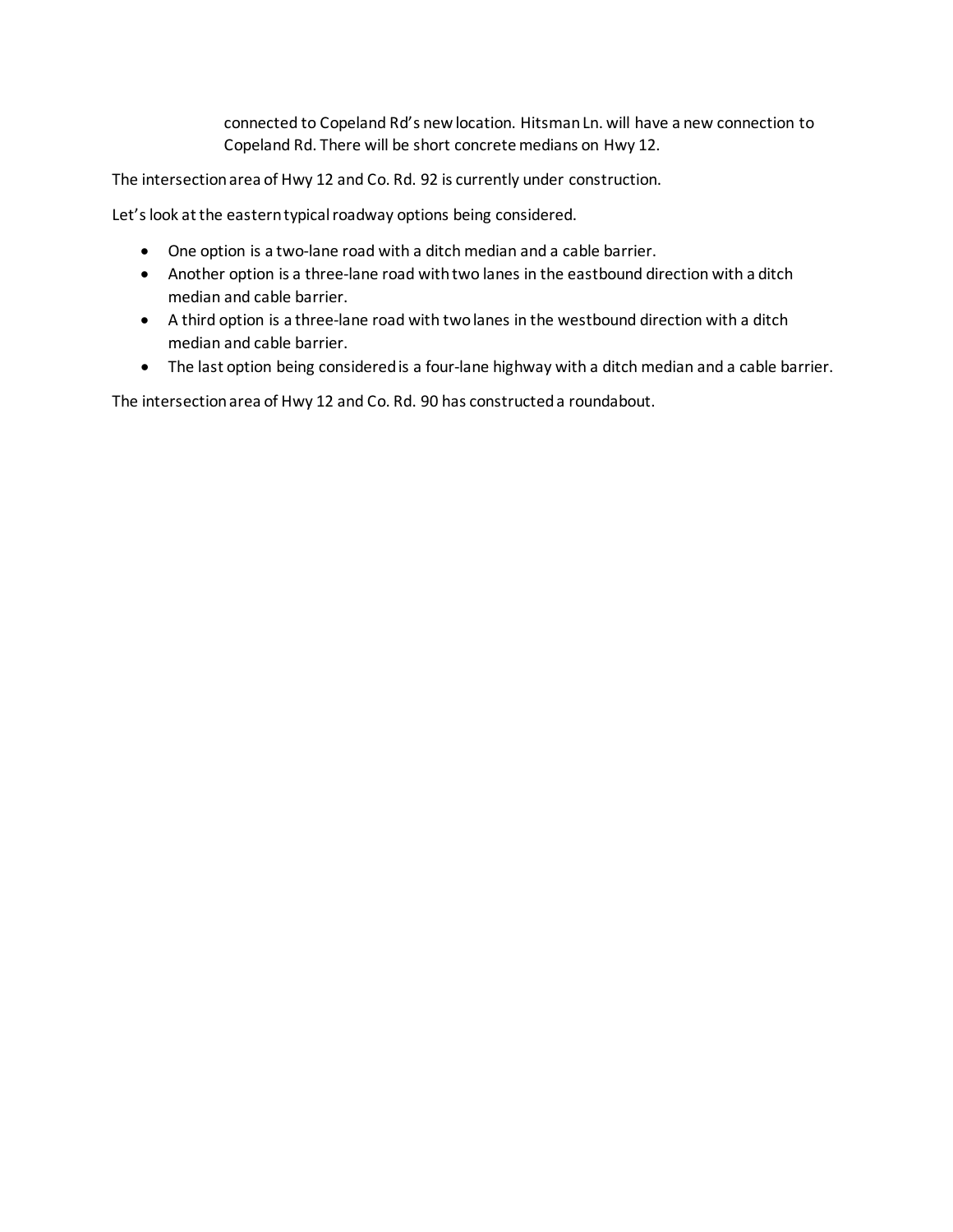connected to Copeland Rd's new location. Hitsman Ln. will have a new connection to Copeland Rd. There will be short concrete medians on Hwy 12.

The intersection area of Hwy 12 and Co. Rd. 92 is currently under construction.

Let's look at the eastern typical roadway options being considered.

- One option is a two-lane road with a ditch median and a cable barrier.
- Another option is a three-lane road with two lanes in the eastbound direction with a ditch median and cable barrier.
- A third option is a three-lane road with two lanes in the westbound direction with a ditch median and cable barrier.
- The last option being considered is a four-lane highway with a ditch median and a cable barrier.

The intersection area of Hwy 12 and Co. Rd. 90 has constructed a roundabout.